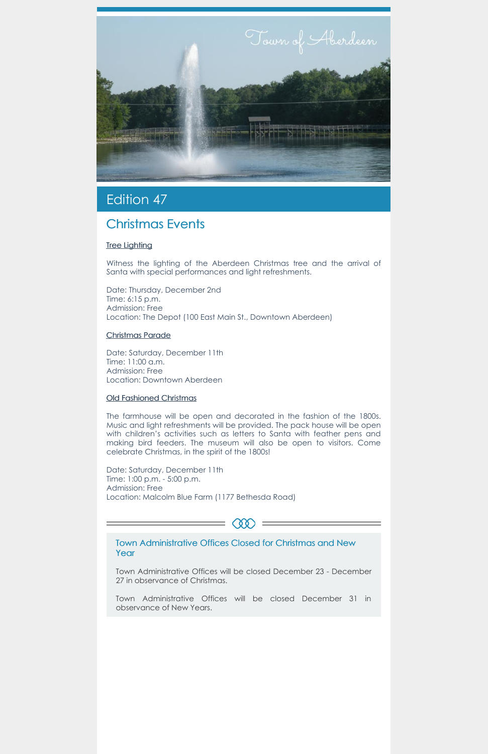Town of Aberdeen

# Edition 47

## Christmas Events

### Tree Lighting

Witness the lighting of the Aberdeen Christmas tree and the arrival of Santa with special performances and light refreshments.

Date: Thursday, December 2nd
Time: 6:15 p.m.
Admission: Free
Location: The Depot (100 East Main St., Downtown Aberdeen)

### Christmas Parade

Date: Saturday, December 11th
Time: 11:00 a.m.
Admission: Free
Location: Downtown Aberdeen

### Old Fashioned Christmas

The farmhouse will be open and decorated in the fashion of the 1800s. Music and light refreshments will be provided. The pack house will be open with children's activities such as letters to Santa with feather pens and making bird feeders. The museum will also be open to visitors. Come celebrate Christmas, in the spirit of the 1800s!

Date: Saturday, December 11th
Time: 1:00 p.m. - 5:00 p.m.
Admission: Free
Location: Malcolm Blue Farm (1177 Bethesda Road)

---

## Town Administrative Offices Closed for Christmas and New Year

Town Administrative Offices will be closed December 23 - December 27 in observance of Christmas.

Town Administrative Offices will be closed December 31 in observance of New Years.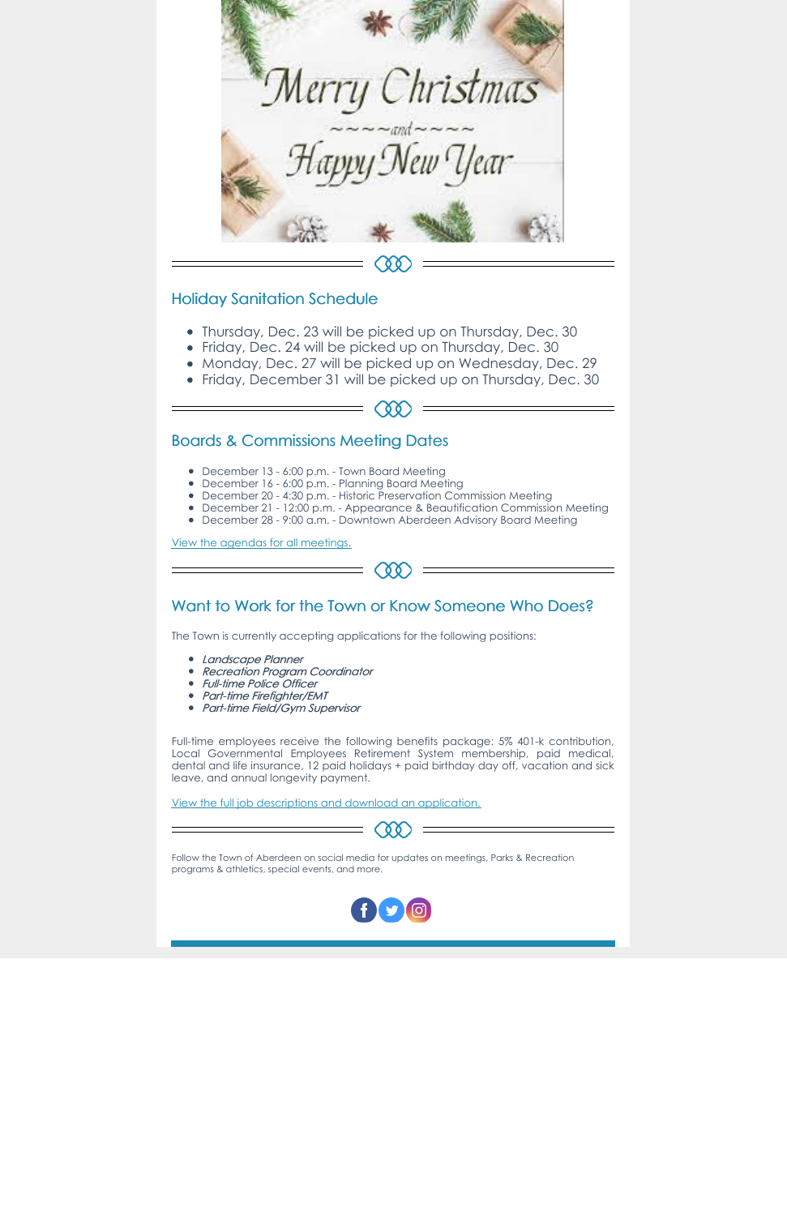## Holiday Sanitation Schedule

- Thursday, Dec. 23 will be picked up on Thursday, Dec. 30
- Friday, Dec. 24 will be picked up on Thursday, Dec. 30
- Monday, Dec. 27 will be picked up on Wednesday, Dec. 29
- Friday, December 31 will be picked up on Thursday, Dec. 30

## Boards & Commissions Meeting Dates

- December 13 - 6:00 p.m. - Town Board Meeting
- December 16 - 6:00 p.m. - Planning Board Meeting
- December 20 - 4:30 p.m. - Historic Preservation Commission Meeting
- December 21 - 12:00 p.m. - Appearance & Beautification Commission Meeting
- December 28 - 9:00 a.m. - Downtown Aberdeen Advisory Board Meeting

View the agendas for all meetings.

## Want to Work for the Town or Know Someone Who Does?

The Town is currently accepting applications for the following positions:

- *Landscape Planner*
- *Recreation Program Coordinator*
- *Full-time Police Officer*
- *Part-time Firefighter/EMT*
- *Part-time Field/Gym Supervisor*

Full-time employees receive the following benefits package: 5% 401-k contribution, Local Governmental Employees Retirement System membership, paid medical, dental and life insurance, 12 paid holidays + paid birthday day off, vacation and sick leave, and annual longevity payment.

View the full job descriptions and download an application.

Follow the Town of Aberdeen on social media for updates on meetings, Parks & Recreation programs & athletics, special events, and more.